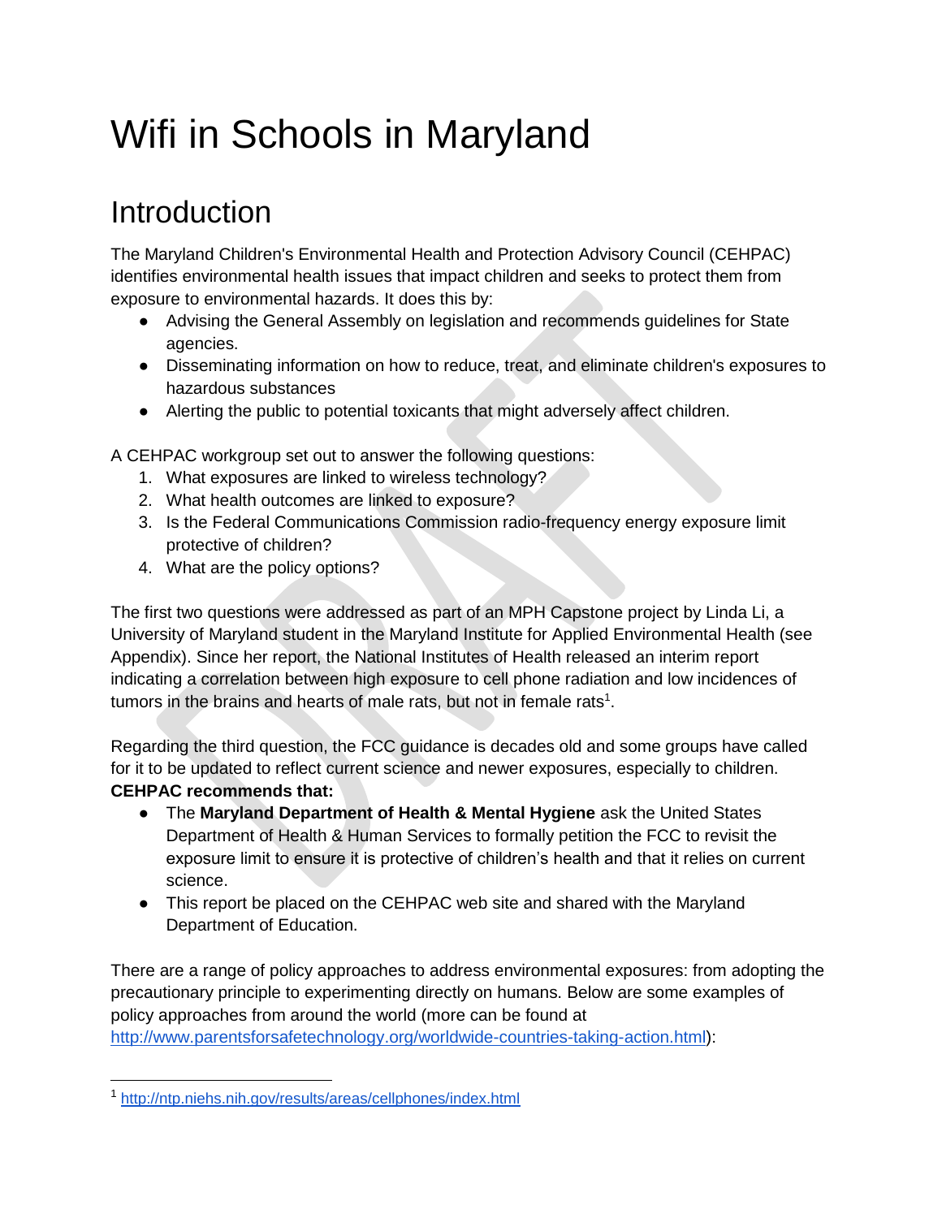# Wifi in Schools in Maryland

## Introduction

The Maryland Children's Environmental Health and Protection Advisory Council (CEHPAC) identifies environmental health issues that impact children and seeks to protect them from exposure to environmental hazards. It does this by:

- Advising the General Assembly on legislation and recommends guidelines for State agencies.
- Disseminating information on how to reduce, treat, and eliminate children's exposures to hazardous substances
- Alerting the public to potential toxicants that might adversely affect children.

A CEHPAC workgroup set out to answer the following questions:

1. What exposures are linked to wireless technology?
2. What health outcomes are linked to exposure?
3. Is the Federal Communications Commission radio-frequency energy exposure limit protective of children?
4. What are the policy options?

The first two questions were addressed as part of an MPH Capstone project by Linda Li, a University of Maryland student in the Maryland Institute for Applied Environmental Health (see Appendix). Since her report, the National Institutes of Health released an interim report indicating a correlation between high exposure to cell phone radiation and low incidences of tumors in the brains and hearts of male rats, but not in female rats[1].

Regarding the third question, the FCC guidance is decades old and some groups have called for it to be updated to reflect current science and newer exposures, especially to children.

**CEHPAC recommends that:**

- The **Maryland Department of Health & Mental Hygiene** ask the United States Department of Health & Human Services to formally petition the FCC to revisit the exposure limit to ensure it is protective of children's health and that it relies on current science.
- This report be placed on the CEHPAC web site and shared with the Maryland Department of Education.

There are a range of policy approaches to address environmental exposures: from adopting the precautionary principle to experimenting directly on humans. Below are some examples of policy approaches from around the world (more can be found at http://www.parentsforsafetechnology.org/worldwide-countries-taking-action.html):

[1] http://ntp.niehs.nih.gov/results/areas/cellphones/index.html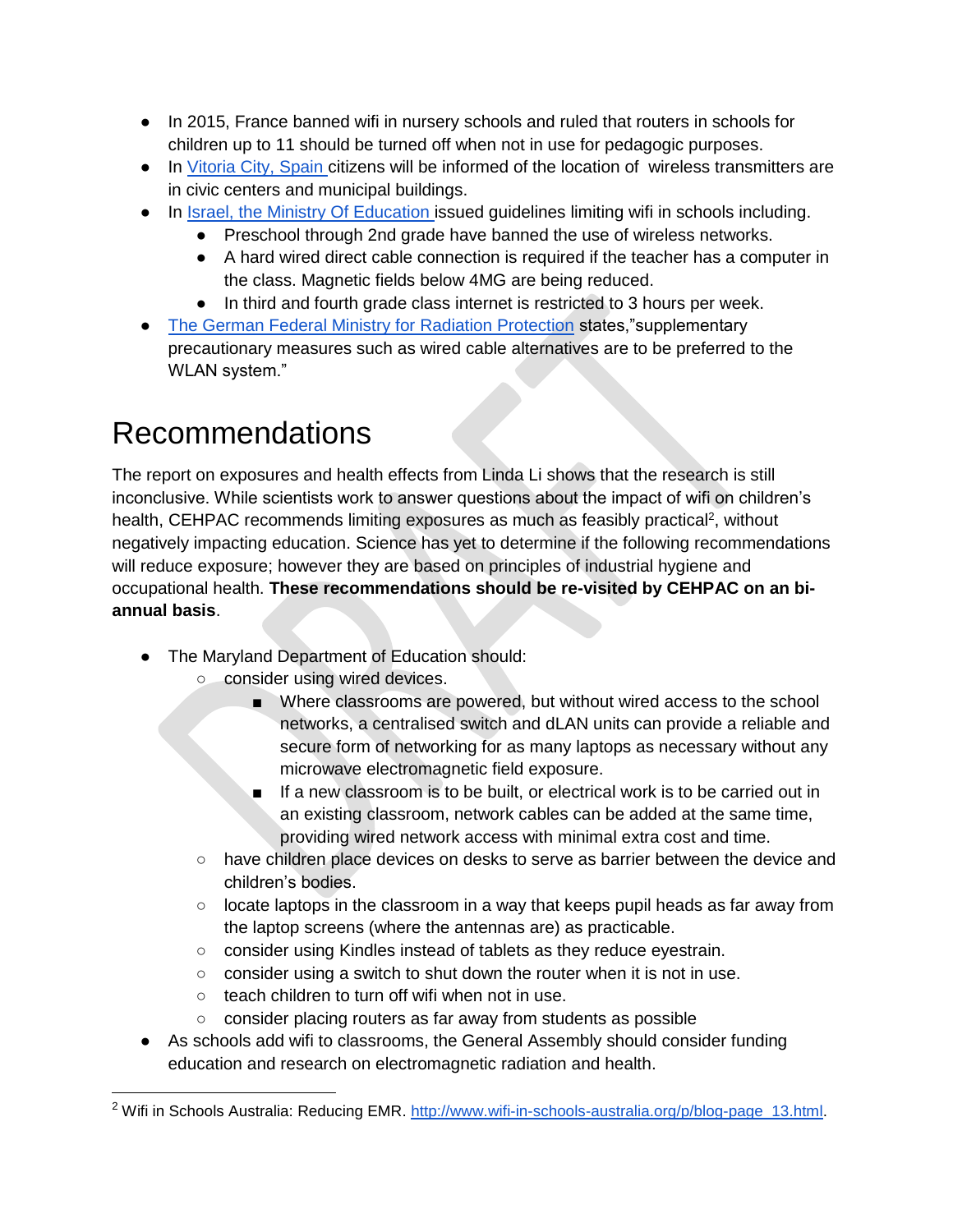- In 2015, France banned wifi in nursery schools and ruled that routers in schools for children up to 11 should be turned off when not in use for pedagogic purposes.
- In Vitoria City, Spain citizens will be informed of the location of wireless transmitters are in civic centers and municipal buildings.
- In Israel, the Ministry Of Education issued guidelines limiting wifi in schools including.
  - Preschool through 2nd grade have banned the use of wireless networks.
  - A hard wired direct cable connection is required if the teacher has a computer in the class. Magnetic fields below 4MG are being reduced.
  - In third and fourth grade class internet is restricted to 3 hours per week.
- The German Federal Ministry for Radiation Protection states,"supplementary precautionary measures such as wired cable alternatives are to be preferred to the WLAN system."

# Recommendations

The report on exposures and health effects from Linda Li shows that the research is still inconclusive. While scientists work to answer questions about the impact of wifi on children's health, CEHPAC recommends limiting exposures as much as feasibly practical[2], without negatively impacting education. Science has yet to determine if the following recommendations will reduce exposure; however they are based on principles of industrial hygiene and occupational health. **These recommendations should be re-visited by CEHPAC on an bi-annual basis**.

- The Maryland Department of Education should:
  - consider using wired devices.
    - Where classrooms are powered, but without wired access to the school networks, a centralised switch and dLAN units can provide a reliable and secure form of networking for as many laptops as necessary without any microwave electromagnetic field exposure.
    - If a new classroom is to be built, or electrical work is to be carried out in an existing classroom, network cables can be added at the same time, providing wired network access with minimal extra cost and time.
  - have children place devices on desks to serve as barrier between the device and children's bodies.
  - locate laptops in the classroom in a way that keeps pupil heads as far away from the laptop screens (where the antennas are) as practicable.
  - consider using Kindles instead of tablets as they reduce eyestrain.
  - consider using a switch to shut down the router when it is not in use.
  - teach children to turn off wifi when not in use.
  - consider placing routers as far away from students as possible
- As schools add wifi to classrooms, the General Assembly should consider funding education and research on electromagnetic radiation and health.

[2] Wifi in Schools Australia: Reducing EMR. http://www.wifi-in-schools-australia.org/p/blog-page_13.html.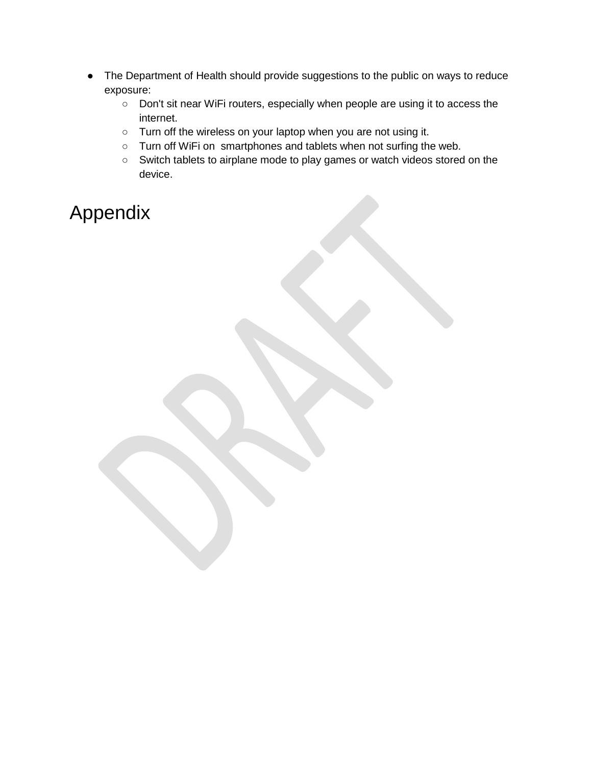- The Department of Health should provide suggestions to the public on ways to reduce exposure:
  - Don't sit near WiFi routers, especially when people are using it to access the internet.
  - Turn off the wireless on your laptop when you are not using it.
  - Turn off WiFi on smartphones and tablets when not surfing the web.
  - Switch tablets to airplane mode to play games or watch videos stored on the device.

# Appendix